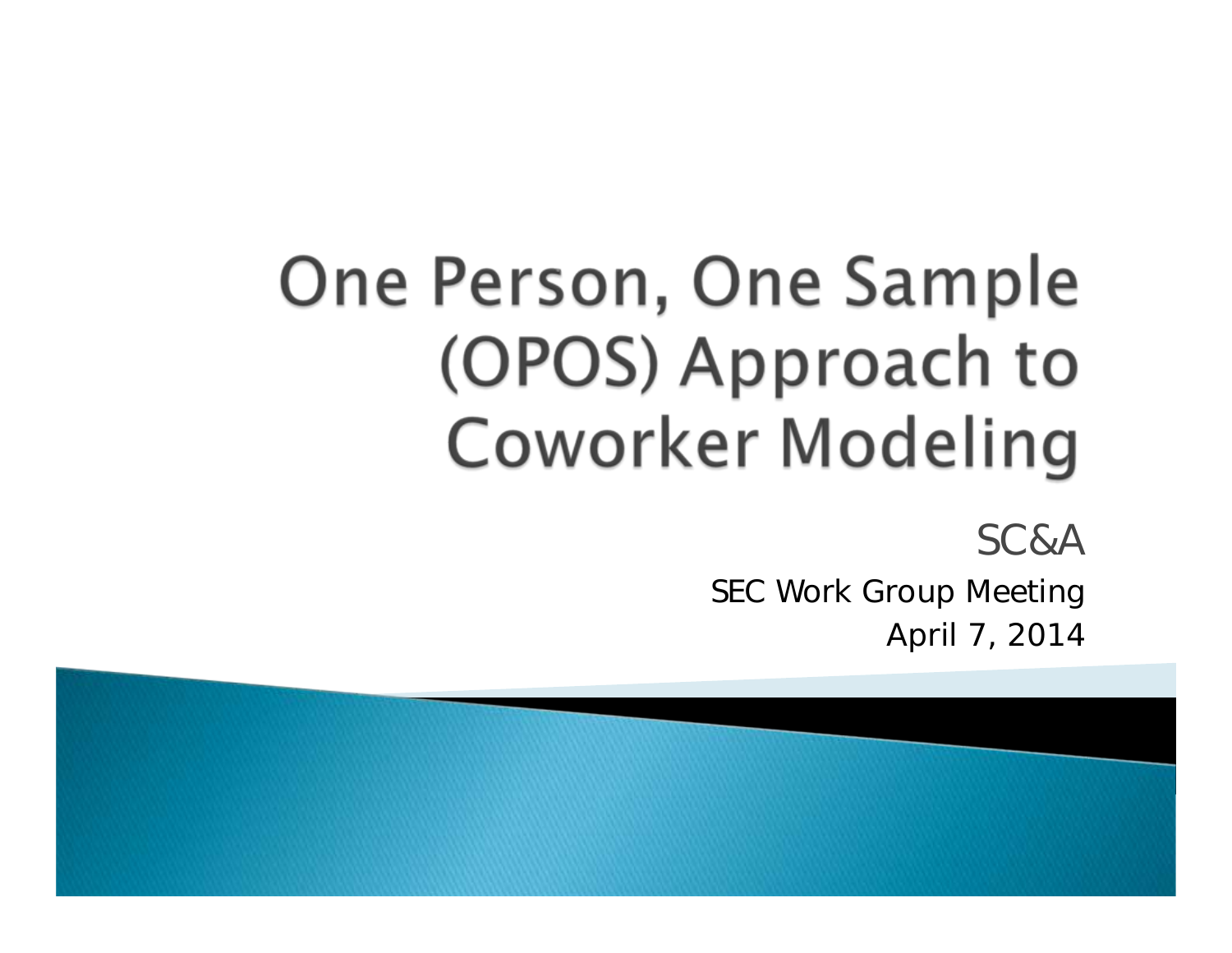# One Person, One Sample (OPOS) Approach to Coworker Modeling

SC&A

SEC Work Group Meeting

April 7, 2014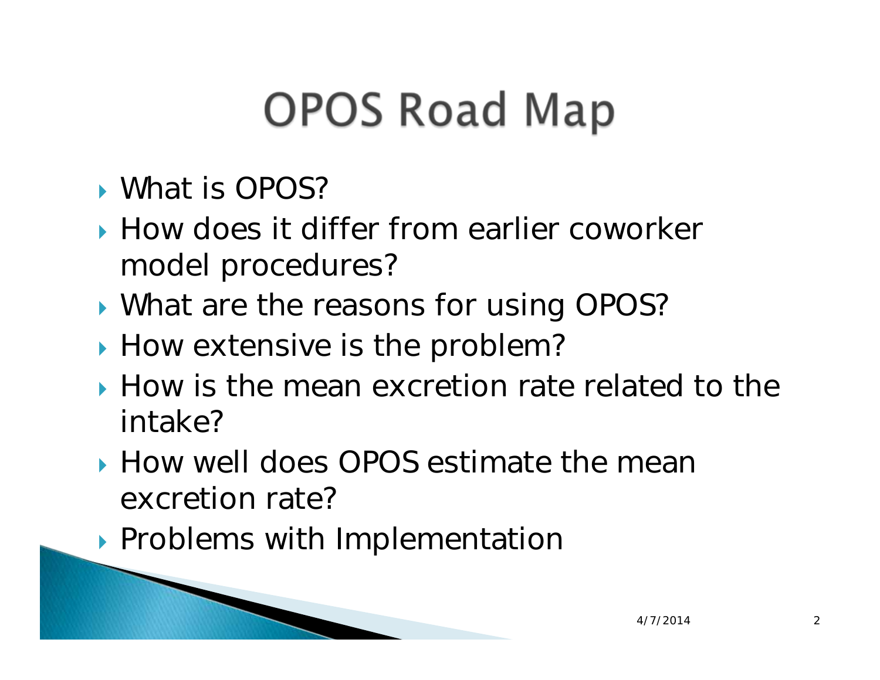# OPOS Road Map

- What is OPOS?
- How does it differ from earlier coworker model procedures?
- What are the reasons for using OPOS?
- How extensive is the problem?
- How is the mean excretion rate related to the intake?
- How well does OPOS estimate the mean excretion rate?
- Problems with Implementation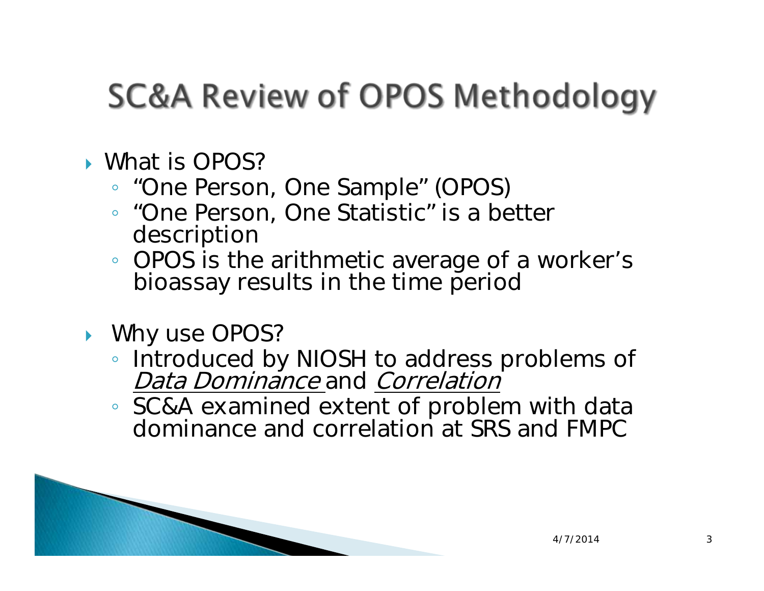# SC&A Review of OPOS Methodology

- What is OPOS?
  - "One Person, One Sample" (OPOS)
  - "One Person, One Statistic" is a better description
  - OPOS is the arithmetic average of a worker's bioassay results in the time period
- Why use OPOS?
  - Introduced by NIOSH to address problems of *Data Dominance* and *Correlation*
  - SC&A examined extent of problem with data dominance and correlation at SRS and FMPC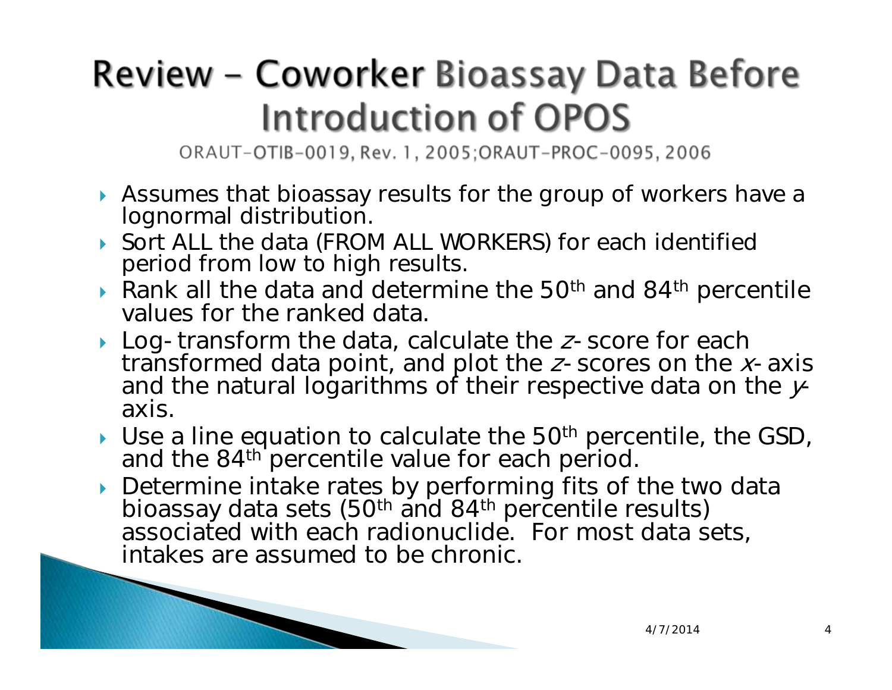# Review – Coworker Bioassay Data Before Introduction of OPOS

ORAUT-OTIB-0019, Rev. 1, 2005;ORAUT-PROC-0095, 2006

- Assumes that bioassay results for the group of workers have a lognormal distribution.
- Sort ALL the data (FROM ALL WORKERS) for each identified period from low to high results.
- Rank all the data and determine the 50th and 84th percentile values for the ranked data.
- Log-transform the data, calculate the *z*-score for each transformed data point, and plot the *z*-scores on the *x*-axis and the natural logarithms of their respective data on the *y*-axis.
- Use a line equation to calculate the 50th percentile, the GSD, and the 84th percentile value for each period.
- Determine intake rates by performing fits of the two data bioassay data sets (50th and 84th percentile results) associated with each radionuclide. For most data sets, intakes are assumed to be chronic.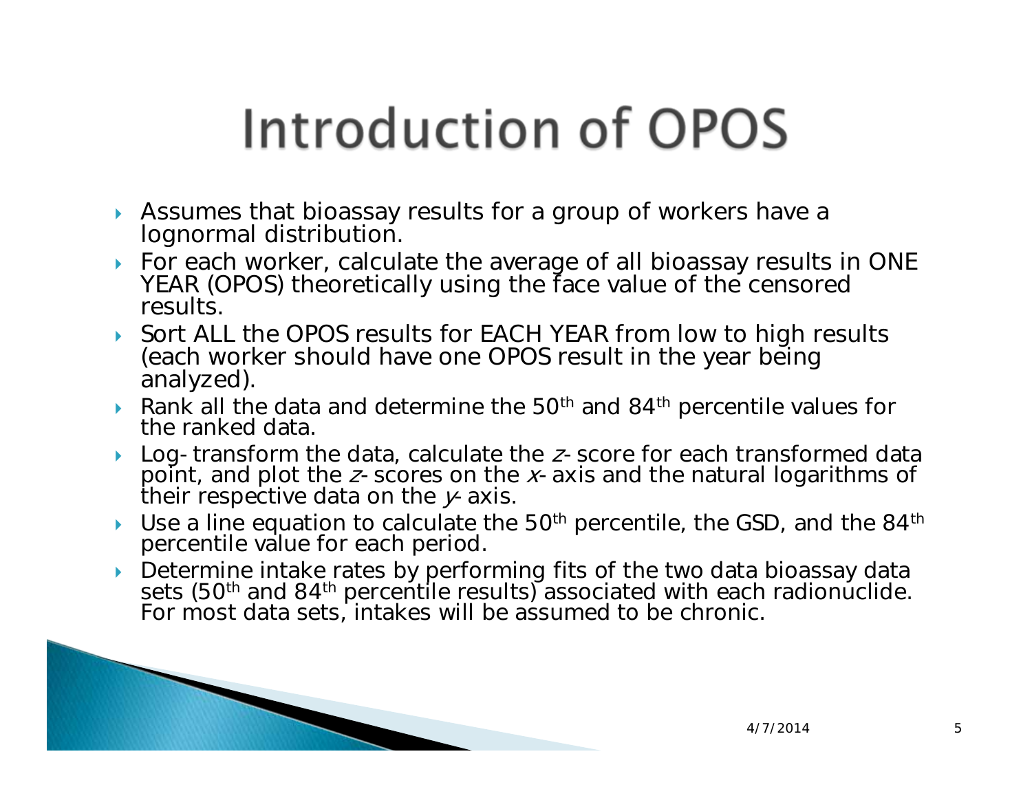# Introduction of OPOS

- Assumes that bioassay results for a group of workers have a lognormal distribution.
- For each worker, calculate the average of all bioassay results in ONE YEAR (OPOS) theoretically using the face value of the censored results.
- Sort ALL the OPOS results for EACH YEAR from low to high results (each worker should have one OPOS result in the year being analyzed).
- Rank all the data and determine the 50th and 84th percentile values for the ranked data.
- Log-transform the data, calculate the $z$-score for each transformed data point, and plot the $z$-scores on the $x$-axis and the natural logarithms of their respective data on the $y$-axis.
- Use a line equation to calculate the 50th percentile, the GSD, and the 84th percentile value for each period.
- Determine intake rates by performing fits of the two data bioassay data sets (50th and 84th percentile results) associated with each radionuclide. For most data sets, intakes will be assumed to be chronic.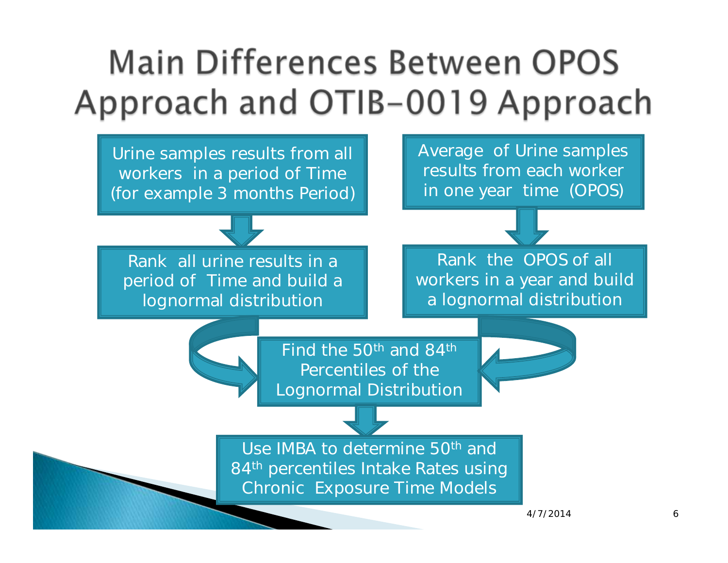# Main Differences Between OPOS Approach and OTIB-0019 Approach

Urine samples results from all workers in a period of Time (for example 3 months Period)

↓

Rank all urine results in a period of Time and build a lognormal distribution

Average of Urine samples results from each worker in one year time (OPOS)

↓

Rank the OPOS of all workers in a year and build a lognormal distribution

↓

Find the 50th and 84th Percentiles of the Lognormal Distribution

↓

Use IMBA to determine 50th and 84th percentiles Intake Rates using Chronic Exposure Time Models

4/7/2014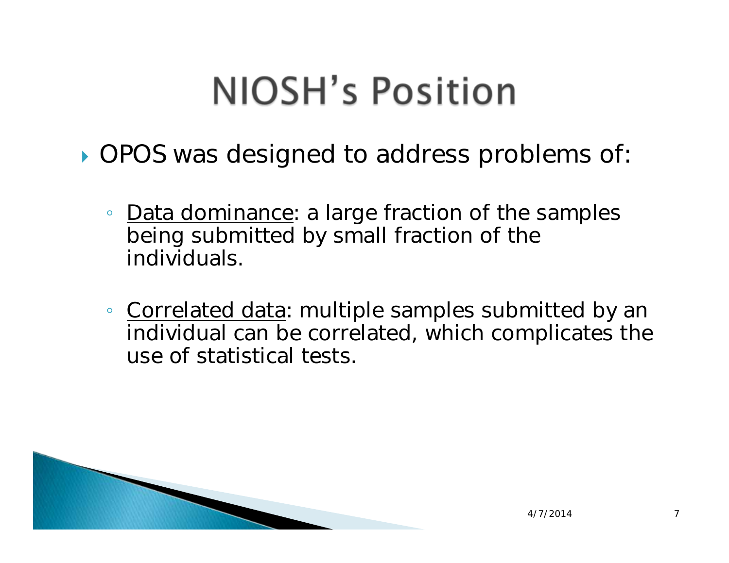# NIOSH's Position

- OPOS was designed to address problems of:
  - Data dominance: a large fraction of the samples being submitted by small fraction of the individuals.
  - Correlated data: multiple samples submitted by an individual can be correlated, which complicates the use of statistical tests.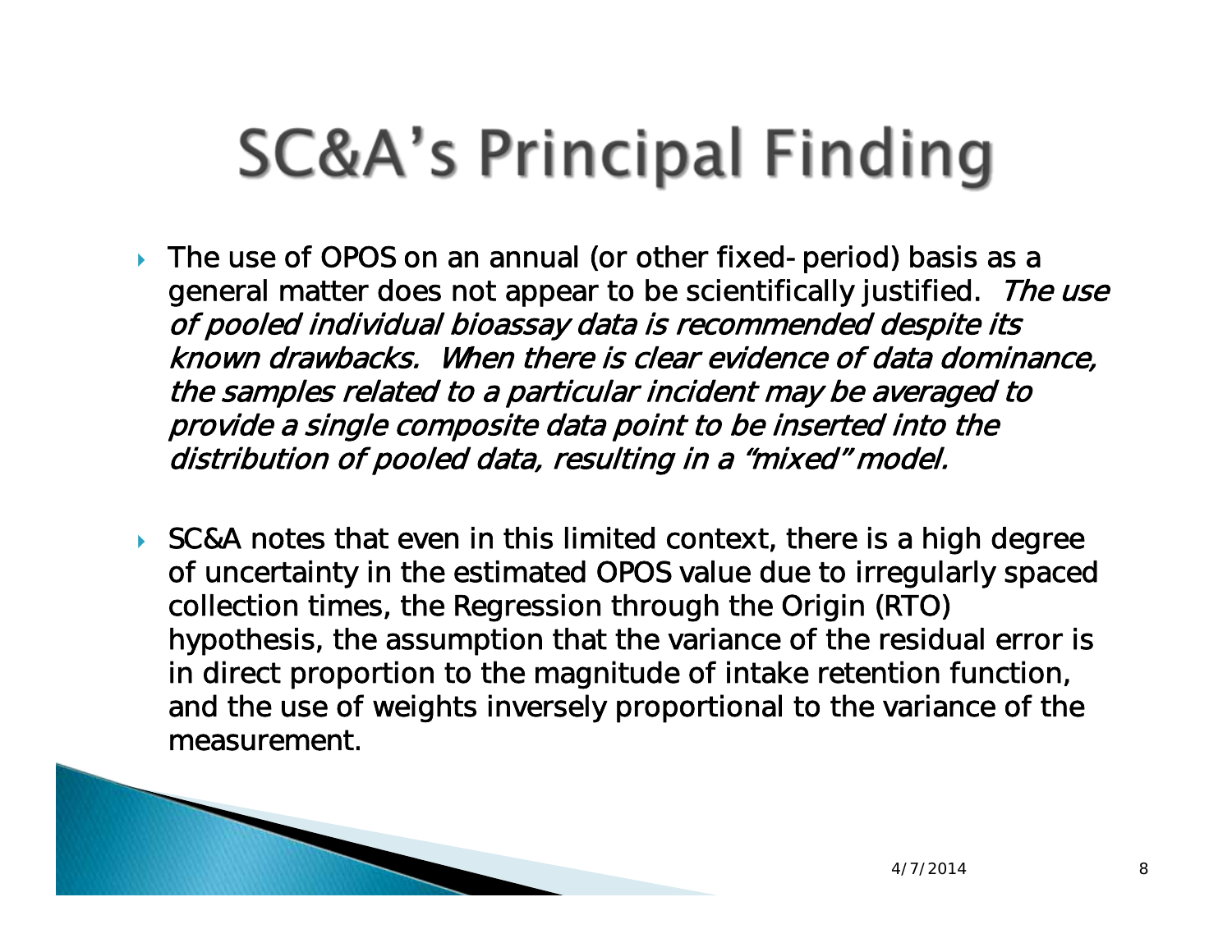# SC&A's Principal Finding

- The use of OPOS on an annual (or other fixed- period) basis as a general matter does not appear to be scientifically justified. *The use of pooled individual bioassay data is recommended despite its known drawbacks. When there is clear evidence of data dominance, the samples related to a particular incident may be averaged to provide a single composite data point to be inserted into the distribution of pooled data, resulting in a "mixed" model.*

- SC&A notes that even in this limited context, there is a high degree of uncertainty in the estimated OPOS value due to irregularly spaced collection times, the Regression through the Origin (RTO) hypothesis, the assumption that the variance of the residual error is in direct proportion to the magnitude of intake retention function, and the use of weights inversely proportional to the variance of the measurement.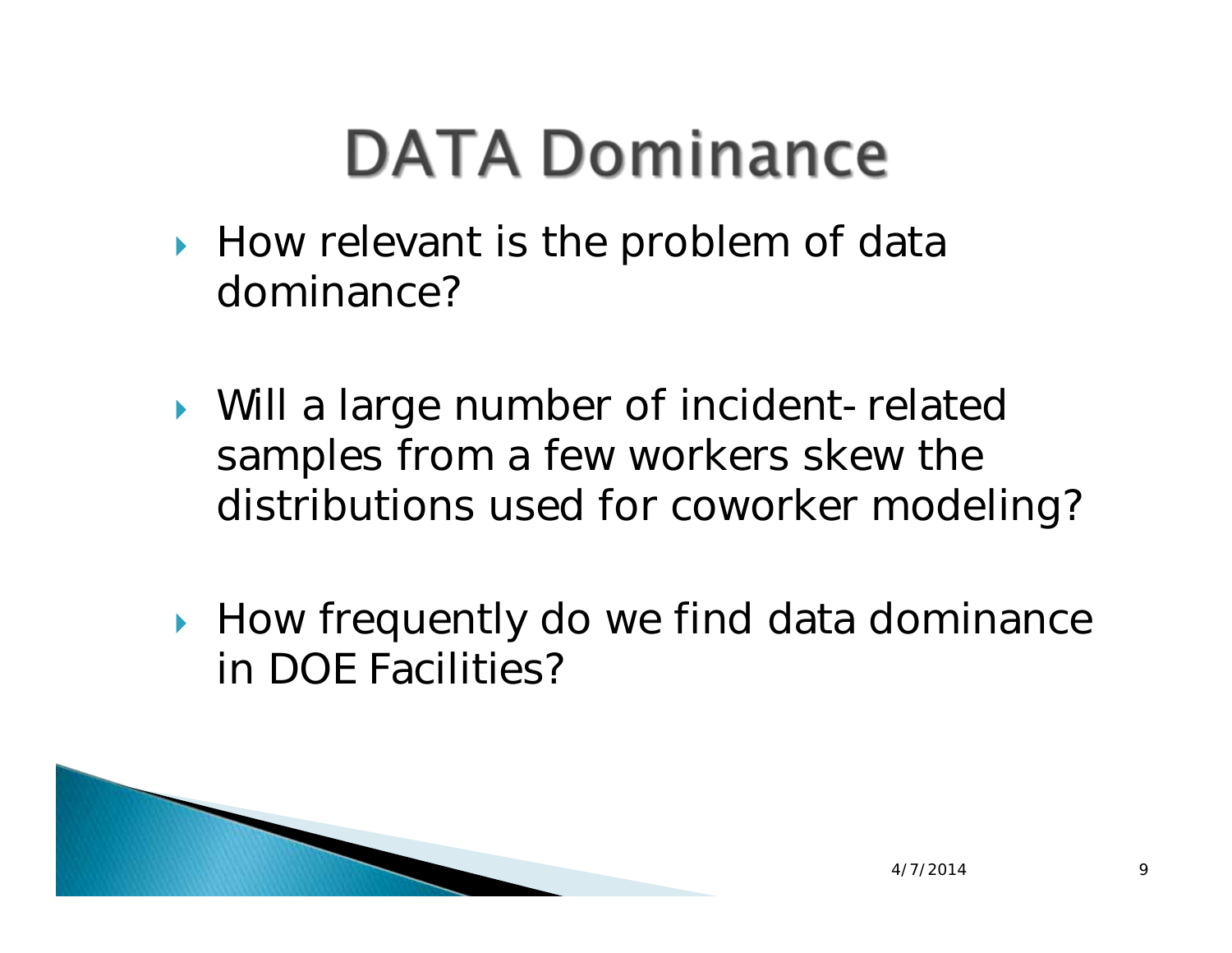# DATA Dominance

- How relevant is the problem of data dominance?

- Will a large number of incident-related samples from a few workers skew the distributions used for coworker modeling?

- How frequently do we find data dominance in DOE Facilities?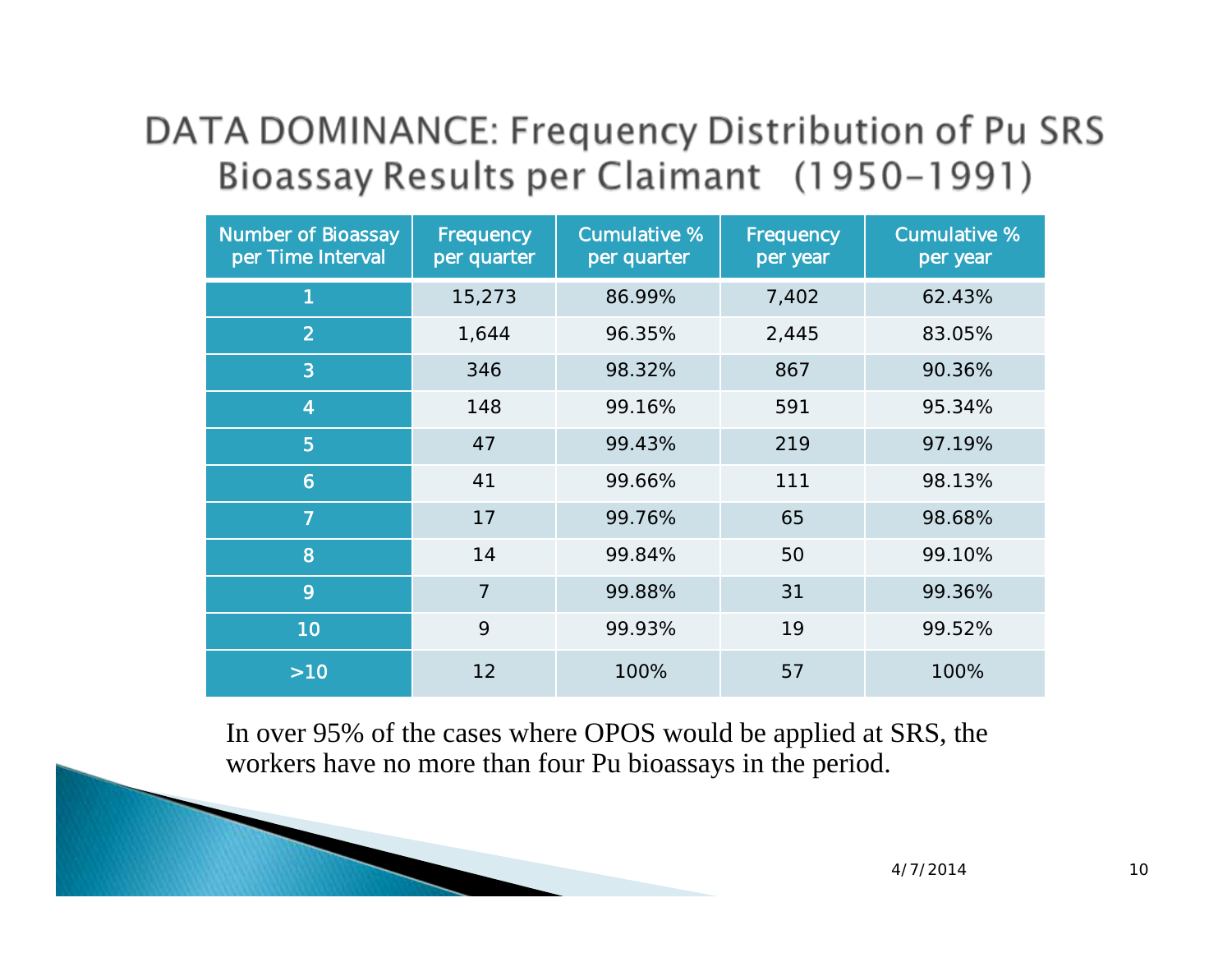# DATA DOMINANCE: Frequency Distribution of Pu SRS Bioassay Results per Claimant (1950–1991)

| Number of Bioassay per Time Interval | Frequency per quarter | Cumulative % per quarter | Frequency per year | Cumulative % per year |
|---|---|---|---|---|
| 1 | 15,273 | 86.99% | 7,402 | 62.43% |
| 2 | 1,644 | 96.35% | 2,445 | 83.05% |
| 3 | 346 | 98.32% | 867 | 90.36% |
| 4 | 148 | 99.16% | 591 | 95.34% |
| 5 | 47 | 99.43% | 219 | 97.19% |
| 6 | 41 | 99.66% | 111 | 98.13% |
| 7 | 17 | 99.76% | 65 | 98.68% |
| 8 | 14 | 99.84% | 50 | 99.10% |
| 9 | 7 | 99.88% | 31 | 99.36% |
| 10 | 9 | 99.93% | 19 | 99.52% |
| >10 | 12 | 100% | 57 | 100% |

In over 95% of the cases where OPOS would be applied at SRS, the workers have no more than four Pu bioassays in the period.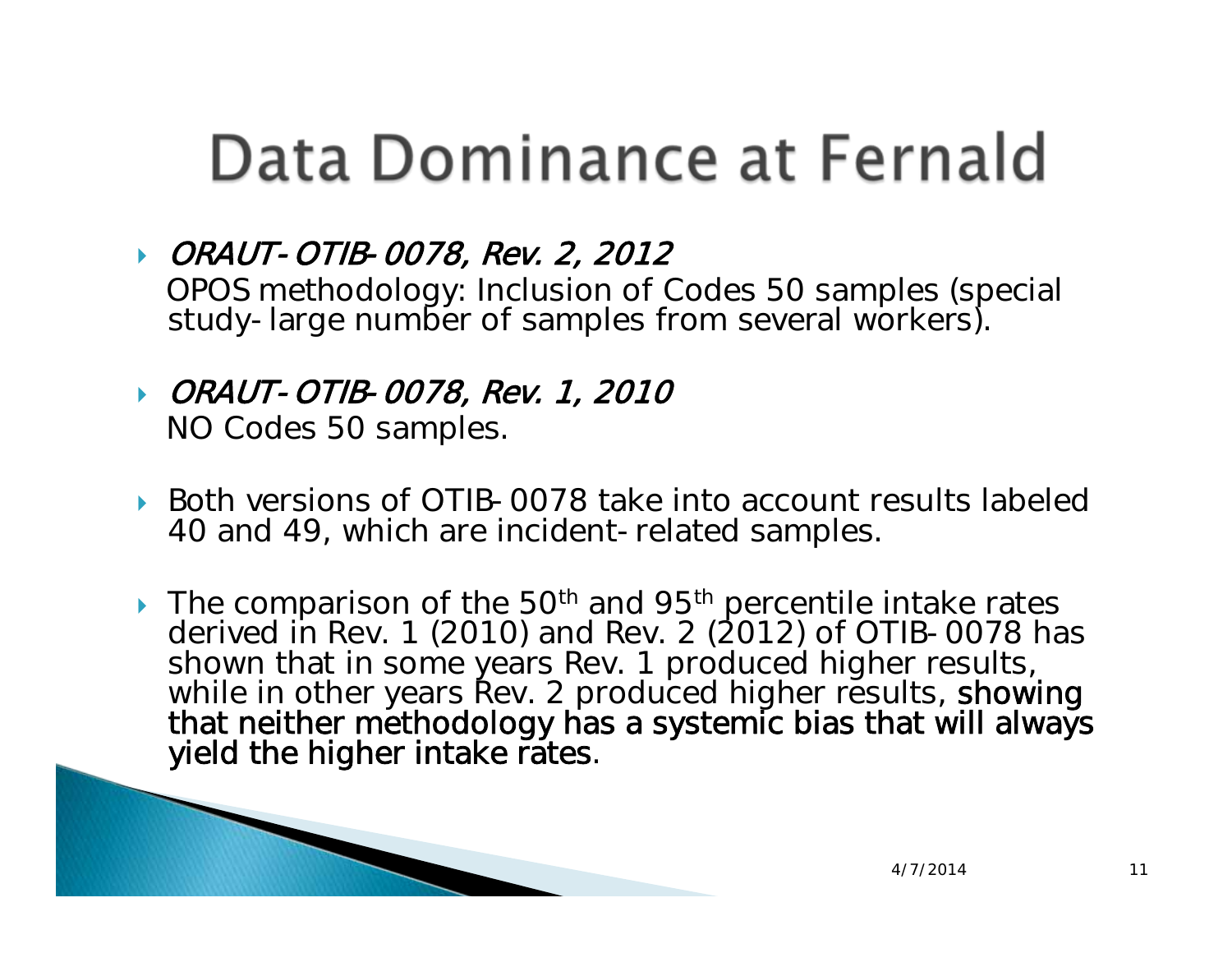# Data Dominance at Fernald

- *ORAUT-OTIB-0078, Rev. 2, 2012*
  OPOS methodology: Inclusion of Codes 50 samples (special study-large number of samples from several workers).

- *ORAUT-OTIB-0078, Rev. 1, 2010*
  NO Codes 50 samples.

- Both versions of OTIB-0078 take into account results labeled 40 and 49, which are incident-related samples.

- The comparison of the 50th and 95th percentile intake rates derived in Rev. 1 (2010) and Rev. 2 (2012) of OTIB-0078 has shown that in some years Rev. 1 produced higher results, while in other years Rev. 2 produced higher results, showing that neither methodology has a systemic bias that will always yield the higher intake rates.

4/7/2014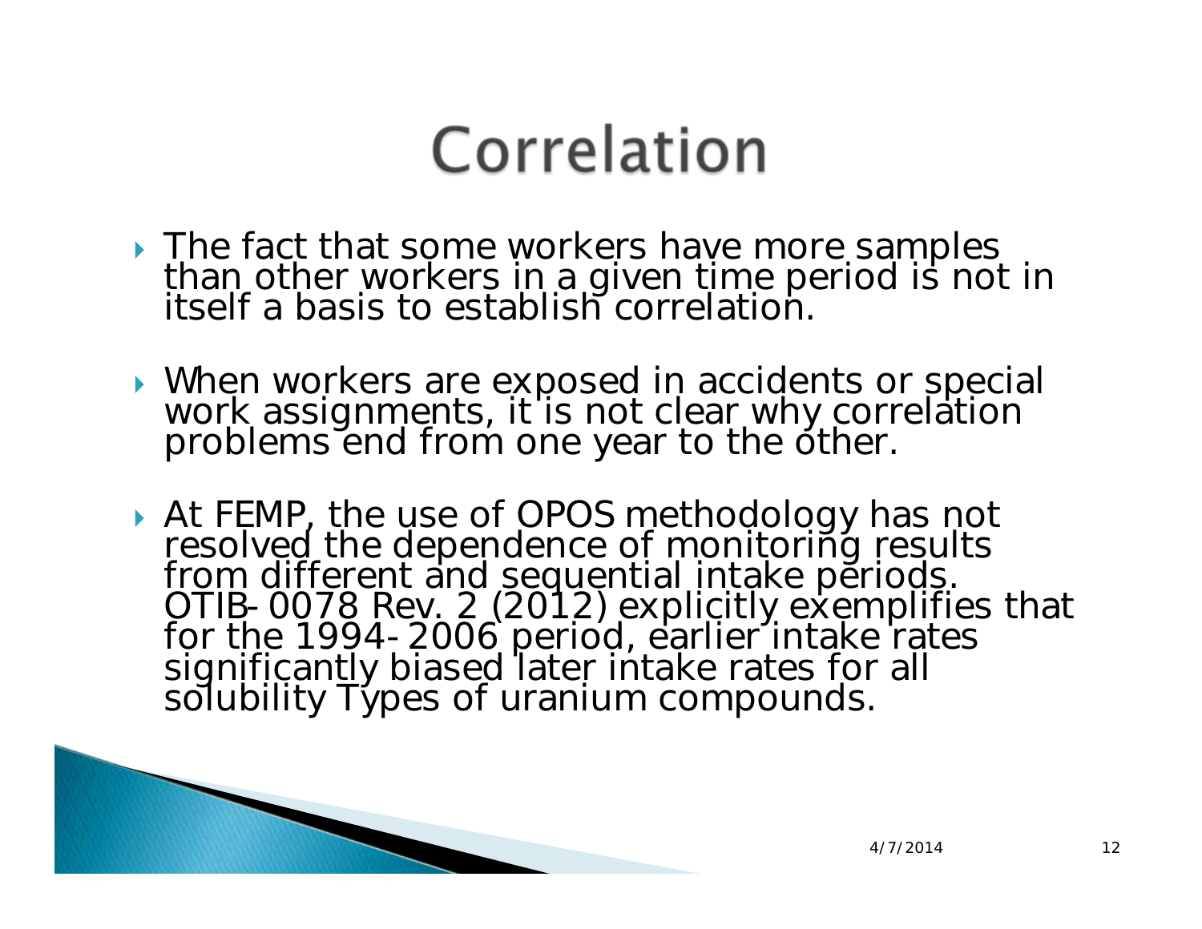# Correlation

- The fact that some workers have more samples than other workers in a given time period is not in itself a basis to establish correlation.
- When workers are exposed in accidents or special work assignments, it is not clear why correlation problems end from one year to the other.
- At FEMP, the use of OPOS methodology has not resolved the dependence of monitoring results from different and sequential intake periods. OTIB-0078 Rev. 2 (2012) explicitly exemplifies that for the 1994-2006 period, earlier intake rates significantly biased later intake rates for all solubility Types of uranium compounds.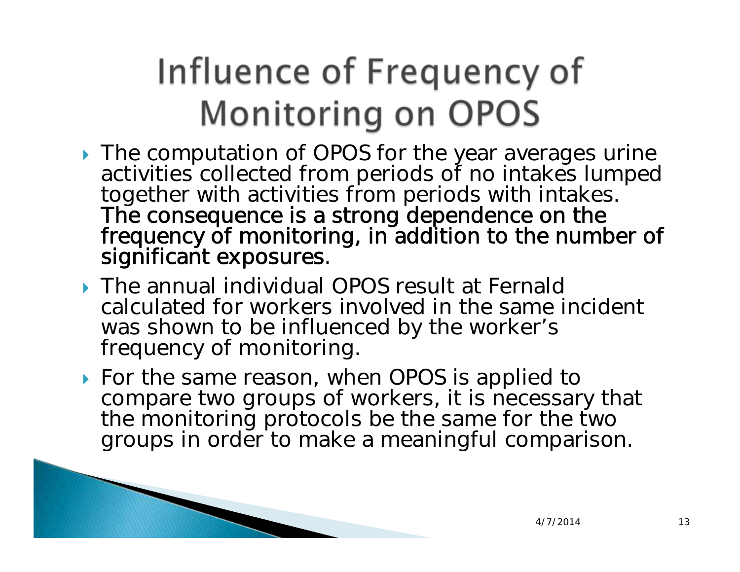# Influence of Frequency of Monitoring on OPOS

- The computation of OPOS for the year averages urine activities collected from periods of no intakes lumped together with activities from periods with intakes. The consequence is a strong dependence on the frequency of monitoring, in addition to the number of significant exposures.
- The annual individual OPOS result at Fernald calculated for workers involved in the same incident was shown to be influenced by the worker's frequency of monitoring.
- For the same reason, when OPOS is applied to compare two groups of workers, it is necessary that the monitoring protocols be the same for the two groups in order to make a meaningful comparison.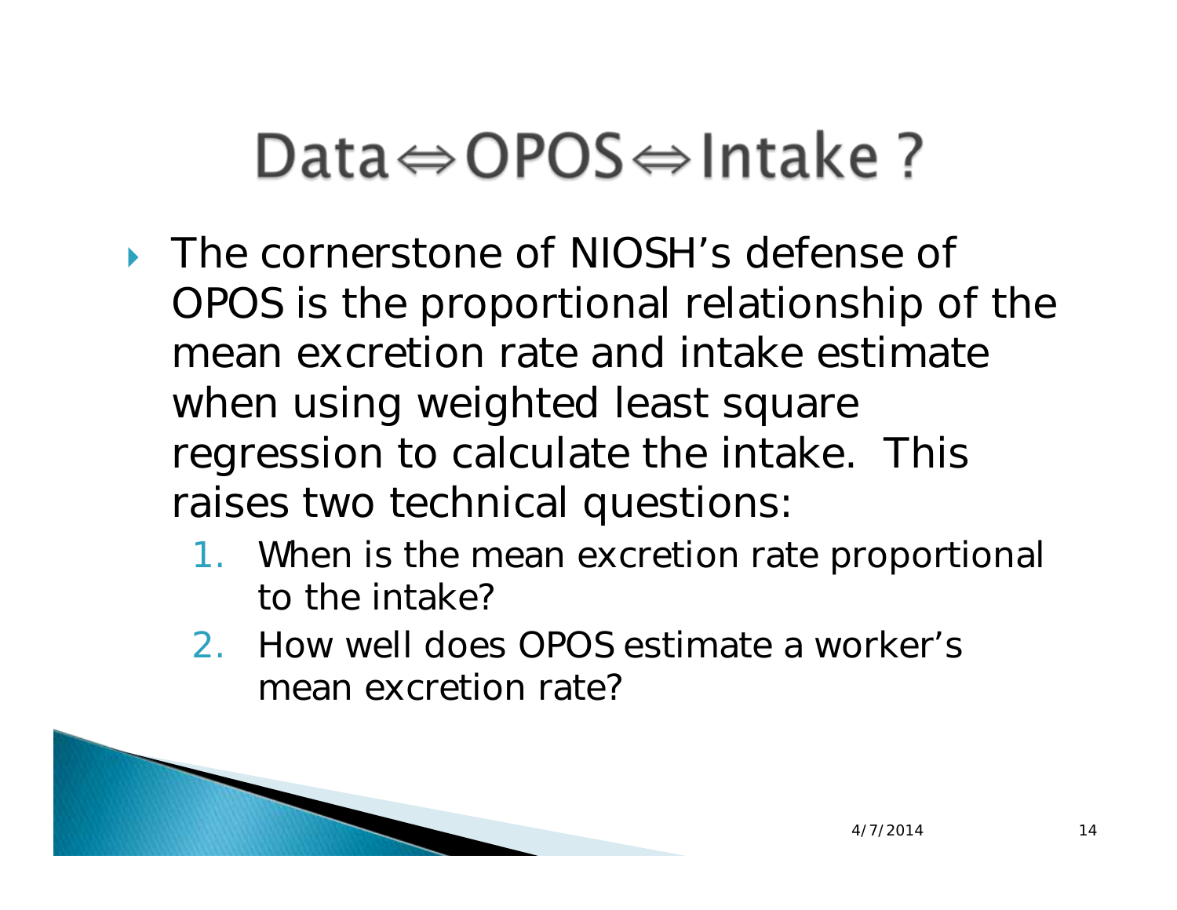# Data ⇔ OPOS ⇔ Intake ?

- The cornerstone of NIOSH’s defense of OPOS is the proportional relationship of the mean excretion rate and intake estimate when using weighted least square regression to calculate the intake. This raises two technical questions:
  1. When is the mean excretion rate proportional to the intake?
  2. How well does OPOS estimate a worker’s mean excretion rate?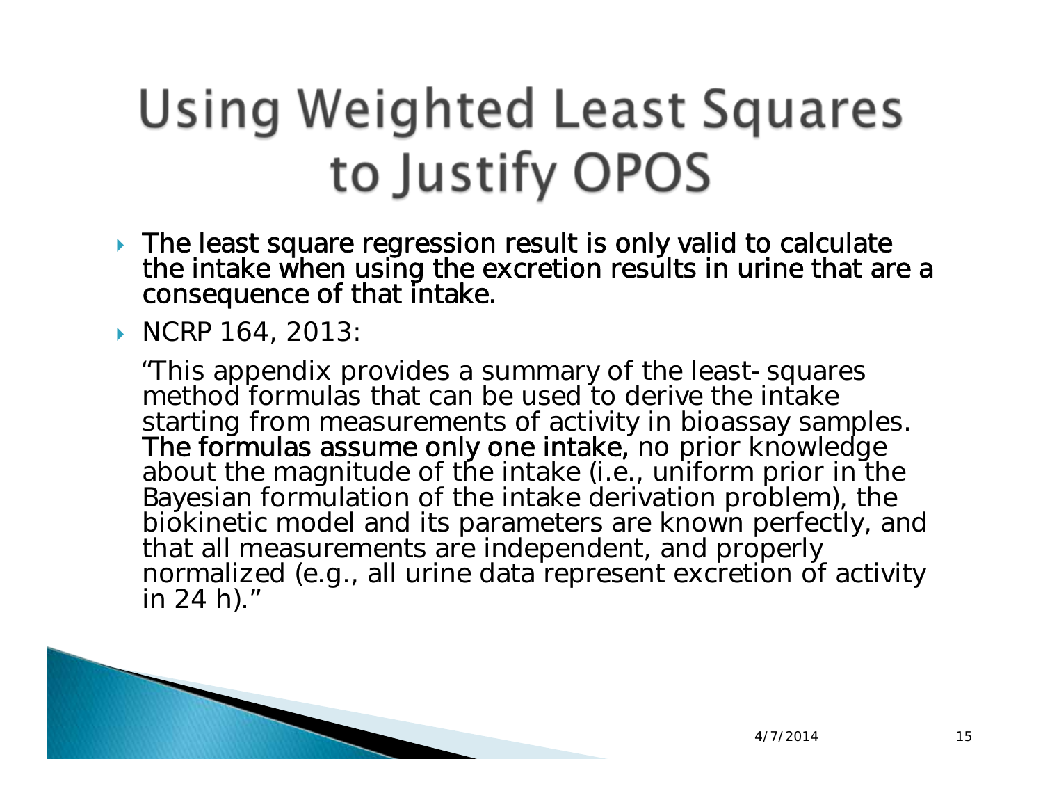# Using Weighted Least Squares to Justify OPOS

- The least square regression result is only valid to calculate the intake when using the excretion results in urine that are a consequence of that intake.
- NCRP 164, 2013:

  "This appendix provides a summary of the least-squares method formulas that can be used to derive the intake starting from measurements of activity in bioassay samples. The formulas assume only one intake, no prior knowledge about the magnitude of the intake (i.e., uniform prior in the Bayesian formulation of the intake derivation problem), the biokinetic model and its parameters are known perfectly, and that all measurements are independent, and properly normalized (e.g., all urine data represent excretion of activity in 24 h)."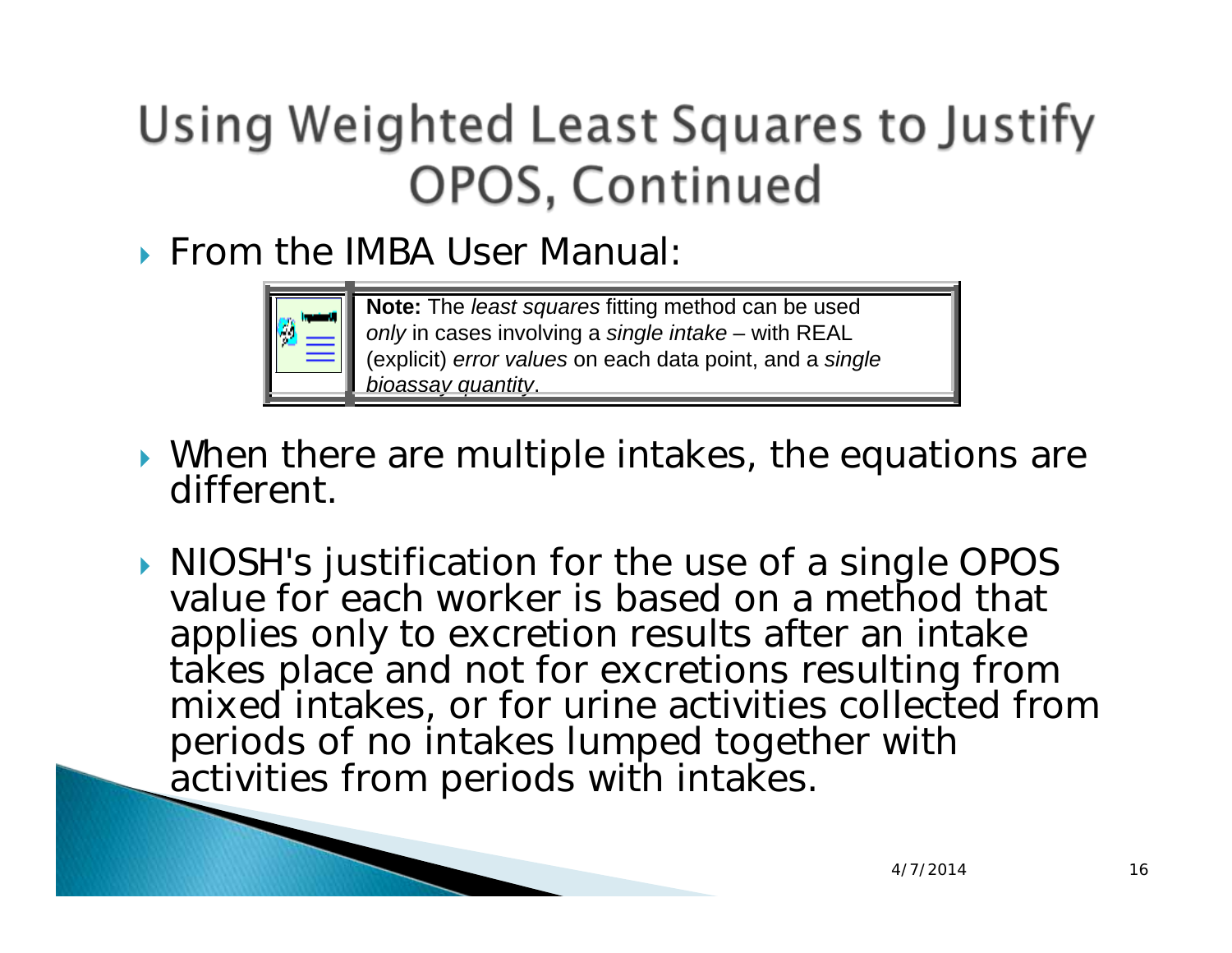# Using Weighted Least Squares to Justify OPOS, Continued

- From the IMBA User Manual:

> **Note:** The *least squares* fitting method can be used *only* in cases involving a *single intake* – with REAL (explicit) *error values* on each data point, and a *single bioassay quantity*.

- When there are multiple intakes, the equations are different.
- NIOSH's justification for the use of a single OPOS value for each worker is based on a method that applies only to excretion results after an intake takes place and not for excretions resulting from mixed intakes, or for urine activities collected from periods of no intakes lumped together with activities from periods with intakes.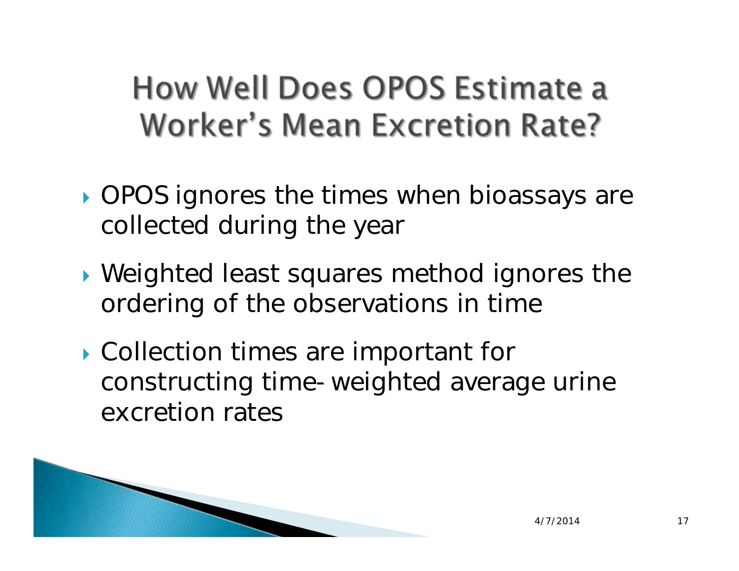# How Well Does OPOS Estimate a Worker's Mean Excretion Rate?

- OPOS ignores the times when bioassays are collected during the year
- Weighted least squares method ignores the ordering of the observations in time
- Collection times are important for constructing time-weighted average urine excretion rates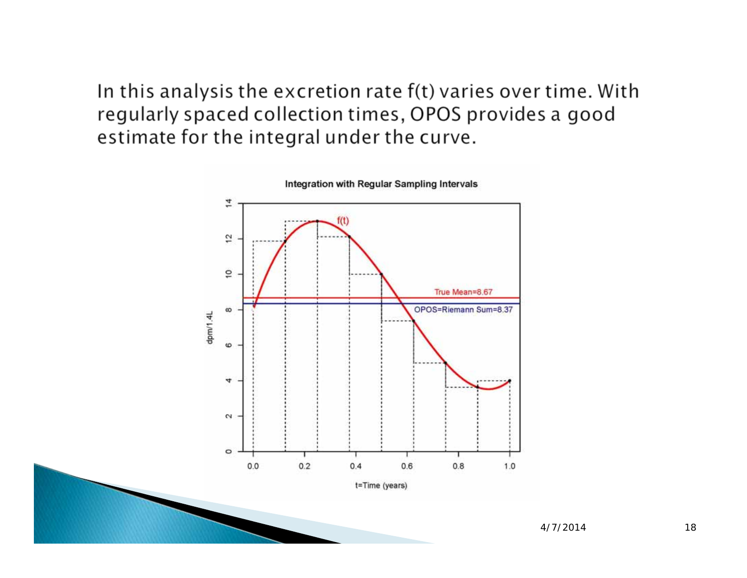In this analysis the excretion rate f(t) varies over time. With regularly spaced collection times, OPOS provides a good estimate for the integral under the curve.

**Integration with Regular Sampling Intervals**

f(t)

True Mean=8.67

OPOS=Riemann Sum=8.37

dpm/1.4L

t=Time (years)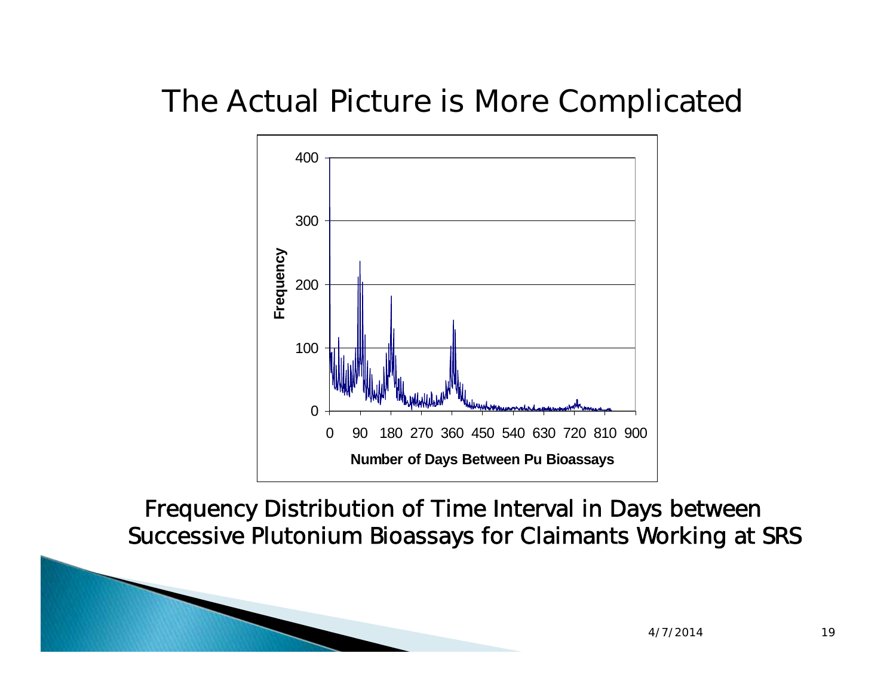# The Actual Picture is More Complicated

Frequency Distribution of Time Interval in Days between Successive Plutonium Bioassays for Claimants Working at SRS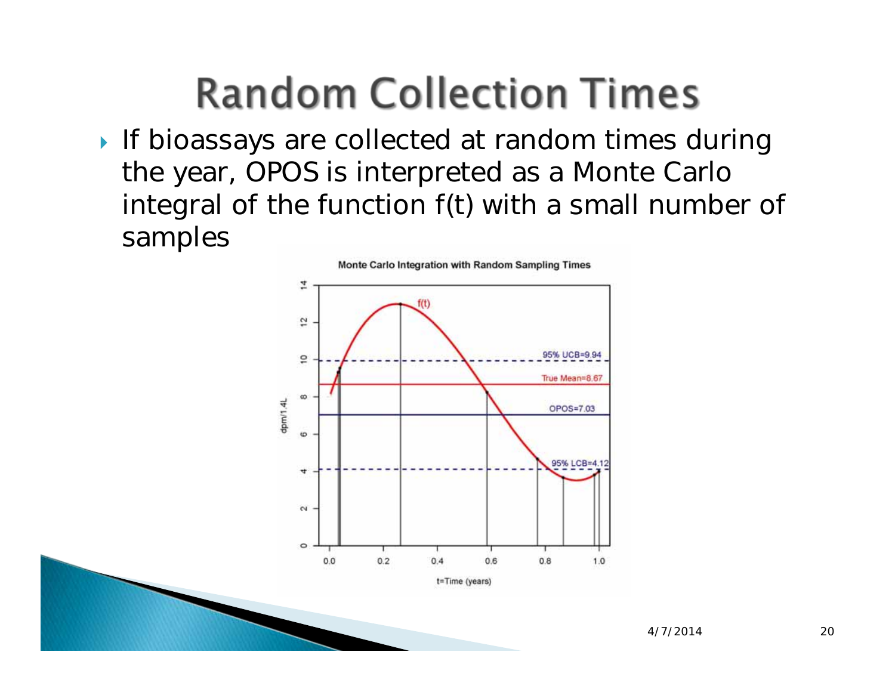# Random Collection Times

- If bioassays are collected at random times during the year, OPOS is interpreted as a Monte Carlo integral of the function f(t) with a small number of samples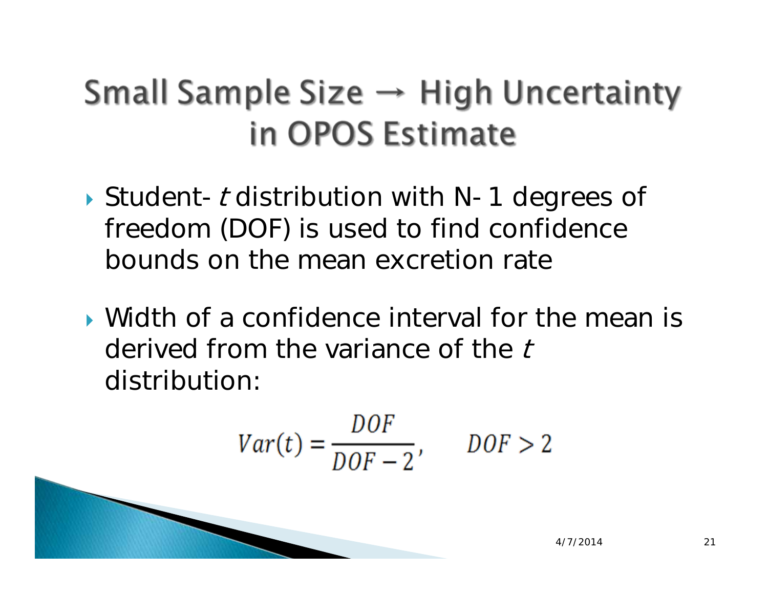# Small Sample Size → High Uncertainty in OPOS Estimate

- Student-*t* distribution with N-1 degrees of freedom (DOF) is used to find confidence bounds on the mean excretion rate
- Width of a confidence interval for the mean is derived from the variance of the *t* distribution:

$$Var(t) = \frac{DOF}{DOF - 2}, \qquad DOF > 2$$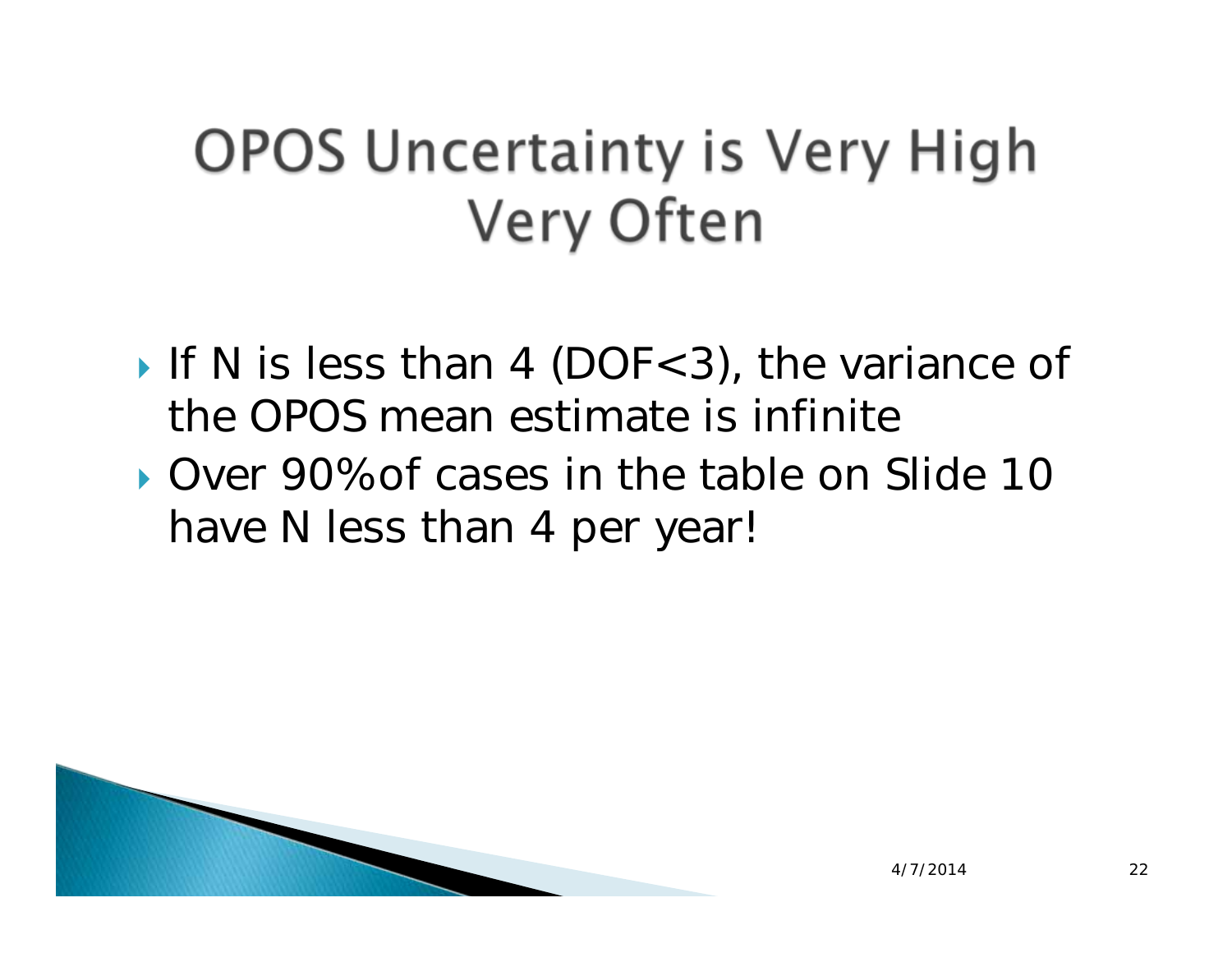# OPOS Uncertainty is Very High Very Often

- If N is less than 4 (DOF<3), the variance of the OPOS mean estimate is infinite
- Over 90% of cases in the table on Slide 10 have N less than 4 per year!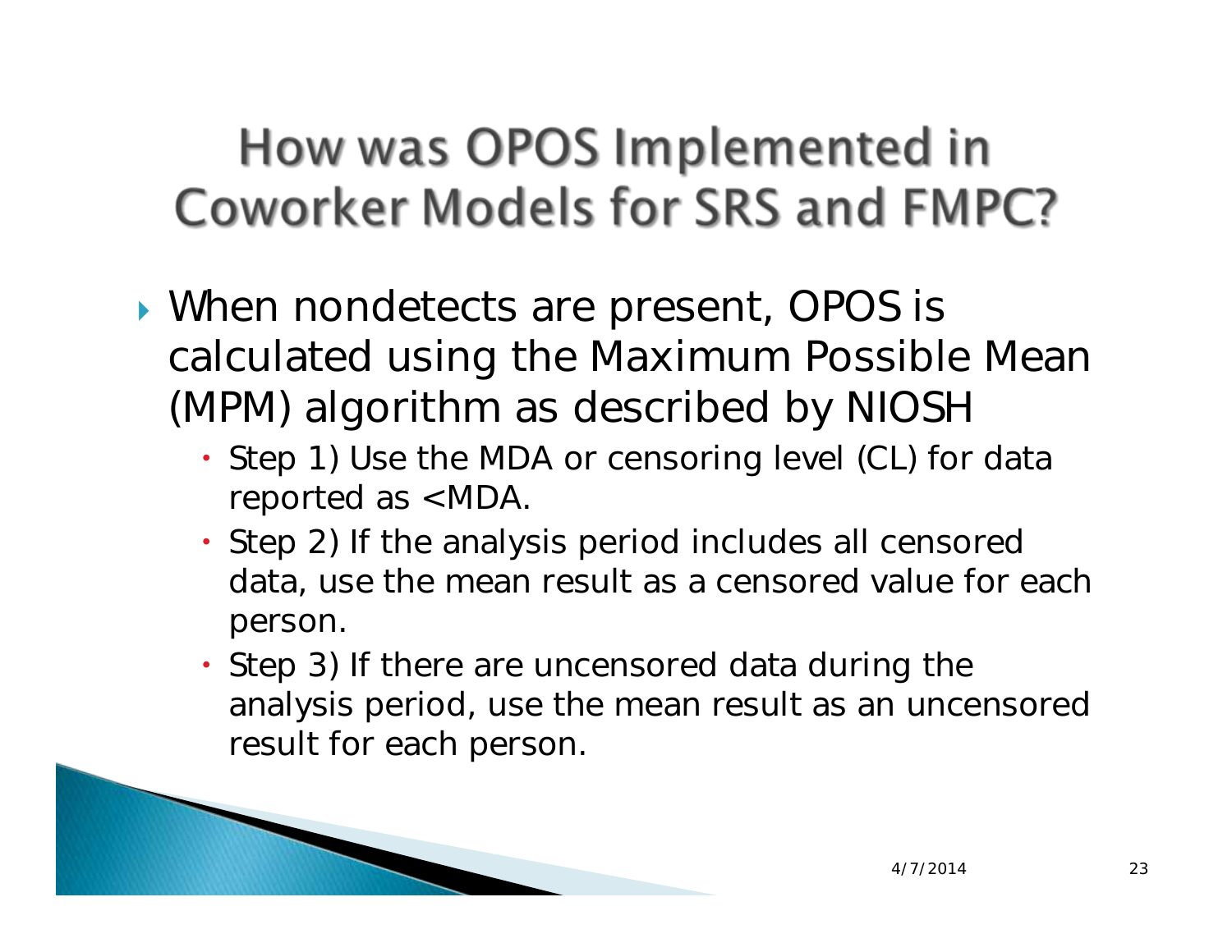# How was OPOS Implemented in Coworker Models for SRS and FMPC?

- When nondetects are present, OPOS is calculated using the Maximum Possible Mean (MPM) algorithm as described by NIOSH
  - Step 1) Use the MDA or censoring level (CL) for data reported as <MDA.
  - Step 2) If the analysis period includes all censored data, use the mean result as a censored value for each person.
  - Step 3) If there are uncensored data during the analysis period, use the mean result as an uncensored result for each person.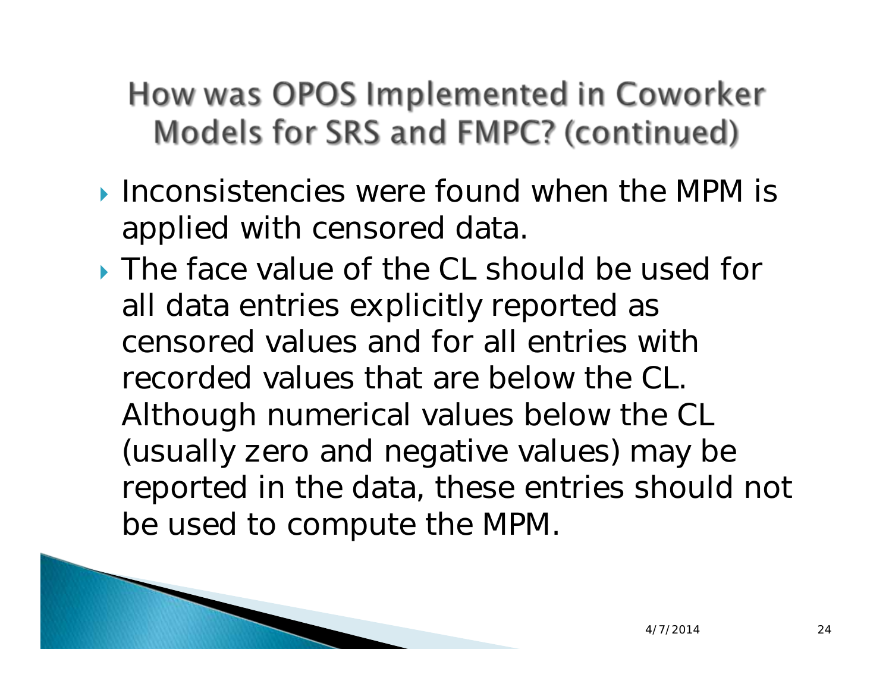# How was OPOS Implemented in Coworker Models for SRS and FMPC? (continued)

- Inconsistencies were found when the MPM is applied with censored data.
- The face value of the CL should be used for all data entries explicitly reported as censored values and for all entries with recorded values that are below the CL. Although numerical values below the CL (usually zero and negative values) may be reported in the data, these entries should not be used to compute the MPM.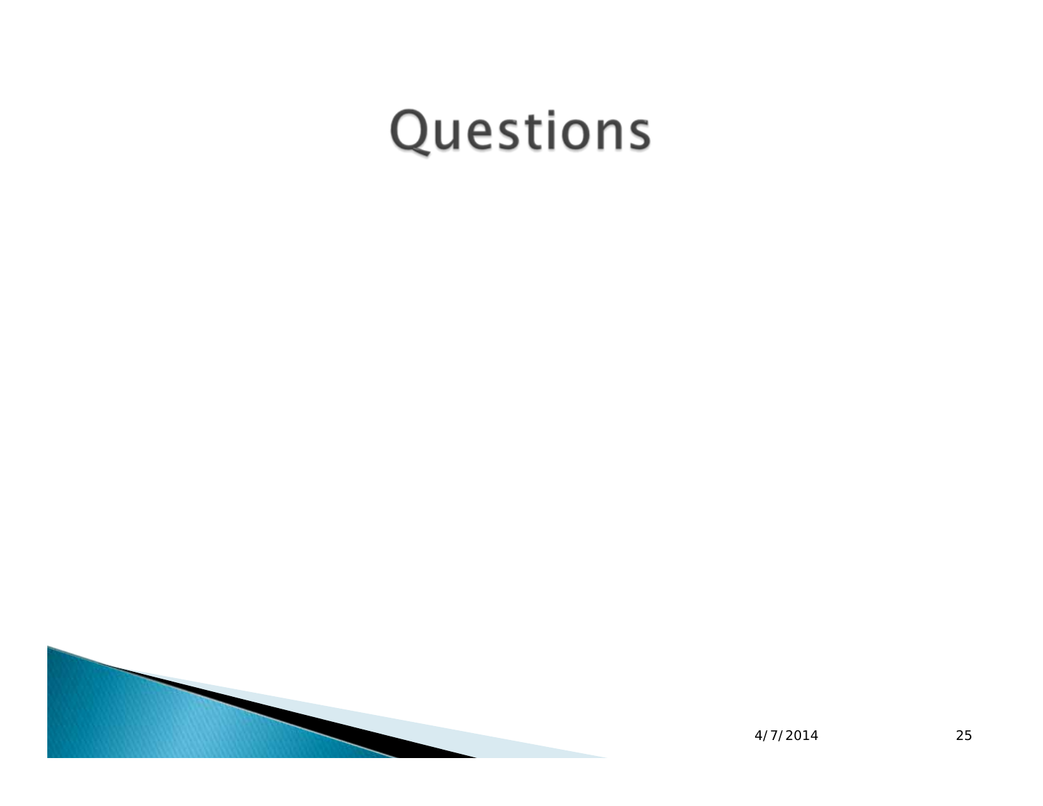# Questions